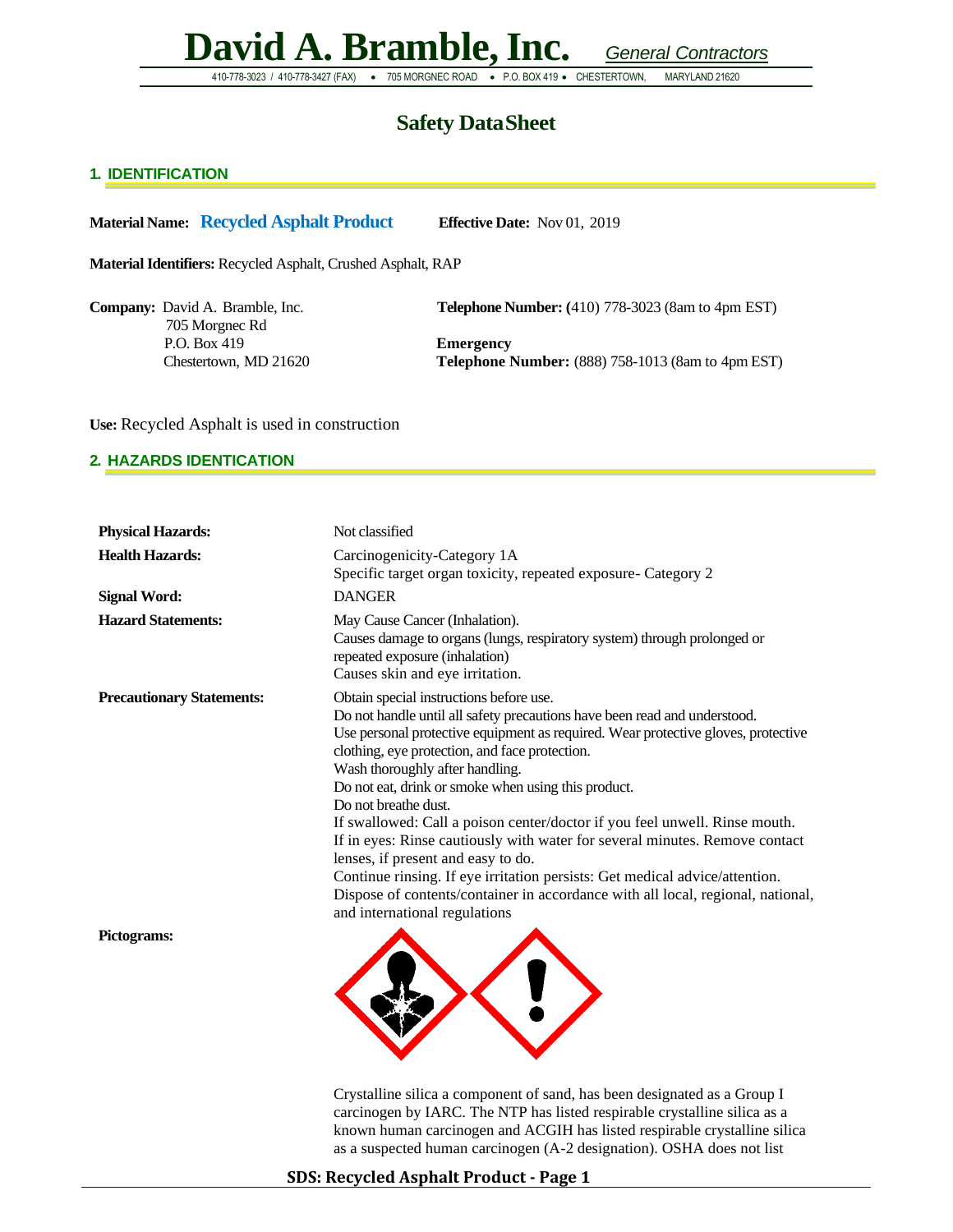# David A. Bramble, Inc. *General Contractors*

410-778-3023 / 410-778-3427 (FAX) • 705 MORGNEC ROAD • P.O. BOX 419 • CHESTERTOWN, MARYLAND 21620

## Safety Data Sheet

### 1. IDENTIFICATION

**Material Name:** **Recycled Asphalt Product** **Effective Date:** Nov 01, 2019

**Material Identifiers:** Recycled Asphalt, Crushed Asphalt, RAP

**Company:** David A. Bramble, Inc.
705 Morgnec Rd
P.O. Box 419
Chestertown, MD 21620

**Telephone Number: (**410) 778-3023 (8am to 4pm EST)

**Emergency**
**Telephone Number:** (888) 758-1013 (8am to 4pm EST)

**Use:** Recycled Asphalt is used in construction

### 2. HAZARDS IDENTICATION

| | |
|---|---|
| **Physical Hazards:** | Not classified |
| **Health Hazards:** | Carcinogenicity-Category 1A<br>Specific target organ toxicity, repeated exposure- Category 2 |
| **Signal Word:** | DANGER |
| **Hazard Statements:** | May Cause Cancer (Inhalation).<br>Causes damage to organs (lungs, respiratory system) through prolonged or repeated exposure (inhalation)<br>Causes skin and eye irritation. |
| **Precautionary Statements:** | Obtain special instructions before use.<br>Do not handle until all safety precautions have been read and understood.<br>Use personal protective equipment as required. Wear protective gloves, protective clothing, eye protection, and face protection.<br>Wash thoroughly after handling.<br>Do not eat, drink or smoke when using this product.<br>Do not breathe dust.<br>If swallowed: Call a poison center/doctor if you feel unwell. Rinse mouth.<br>If in eyes: Rinse cautiously with water for several minutes. Remove contact lenses, if present and easy to do.<br>Continue rinsing. If eye irritation persists: Get medical advice/attention.<br>Dispose of contents/container in accordance with all local, regional, national, and international regulations |
| **Pictograms:** | |

Crystalline silica a component of sand, has been designated as a Group I carcinogen by IARC. The NTP has listed respirable crystalline silica as a known human carcinogen and ACGIH has listed respirable crystalline silica as a suspected human carcinogen (A-2 designation). OSHA does not list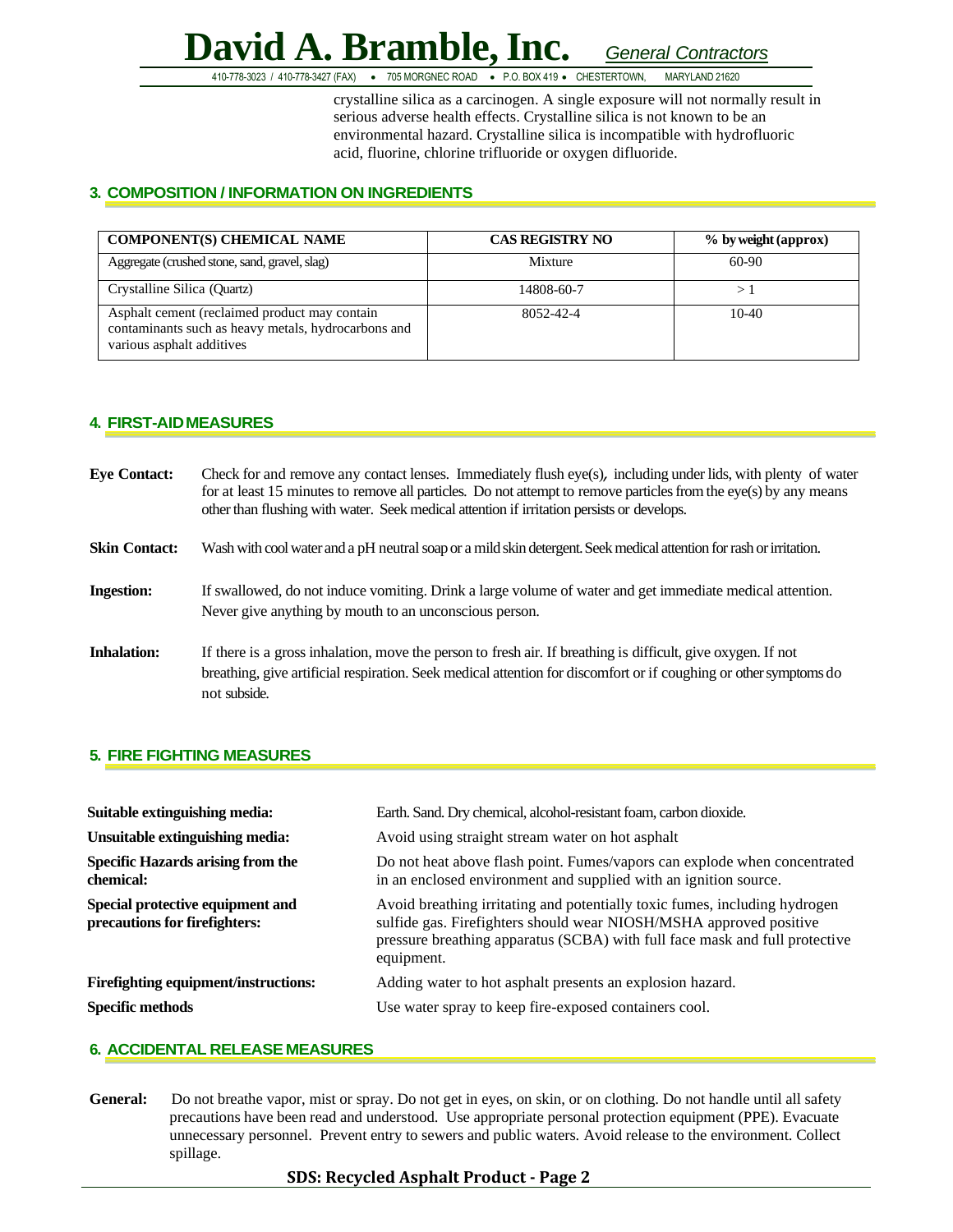crystalline silica as a carcinogen. A single exposure will not normally result in serious adverse health effects. Crystalline silica is not known to be an environmental hazard. Crystalline silica is incompatible with hydrofluoric acid, fluorine, chlorine trifluoride or oxygen difluoride.

## 3. COMPOSITION / INFORMATION ON INGREDIENTS

| COMPONENT(S) CHEMICAL NAME | CAS REGISTRY NO | % by weight (approx) |
|---|---|---|
| Aggregate (crushed stone, sand, gravel, slag) | Mixture | 60-90 |
| Crystalline Silica (Quartz) | 14808-60-7 | > 1 |
| Asphalt cement (reclaimed product may contain contaminants such as heavy metals, hydrocarbons and various asphalt additives | 8052-42-4 | 10-40 |

## 4. FIRST-AID MEASURES

**Eye Contact:** Check for and remove any contact lenses. Immediately flush eye(s), including under lids, with plenty of water for at least 15 minutes to remove all particles. Do not attempt to remove particles from the eye(s) by any means other than flushing with water. Seek medical attention if irritation persists or develops.

**Skin Contact:** Wash with cool water and a pH neutral soap or a mild skin detergent. Seek medical attention for rash or irritation.

**Ingestion:** If swallowed, do not induce vomiting. Drink a large volume of water and get immediate medical attention. Never give anything by mouth to an unconscious person.

**Inhalation:** If there is a gross inhalation, move the person to fresh air. If breathing is difficult, give oxygen. If not breathing, give artificial respiration. Seek medical attention for discomfort or if coughing or other symptoms do not subside.

## 5. FIRE FIGHTING MEASURES

| | |
|---|---|
| **Suitable extinguishing media:** | Earth. Sand. Dry chemical, alcohol-resistant foam, carbon dioxide. |
| **Unsuitable extinguishing media:** | Avoid using straight stream water on hot asphalt |
| **Specific Hazards arising from the chemical:** | Do not heat above flash point. Fumes/vapors can explode when concentrated in an enclosed environment and supplied with an ignition source. |
| **Special protective equipment and precautions for firefighters:** | Avoid breathing irritating and potentially toxic fumes, including hydrogen sulfide gas. Firefighters should wear NIOSH/MSHA approved positive pressure breathing apparatus (SCBA) with full face mask and full protective equipment. |
| **Firefighting equipment/instructions:** | Adding water to hot asphalt presents an explosion hazard. |
| **Specific methods** | Use water spray to keep fire-exposed containers cool. |

## 6. ACCIDENTAL RELEASE MEASURES

**General:** Do not breathe vapor, mist or spray. Do not get in eyes, on skin, or on clothing. Do not handle until all safety precautions have been read and understood. Use appropriate personal protection equipment (PPE). Evacuate unnecessary personnel. Prevent entry to sewers and public waters. Avoid release to the environment. Collect spillage.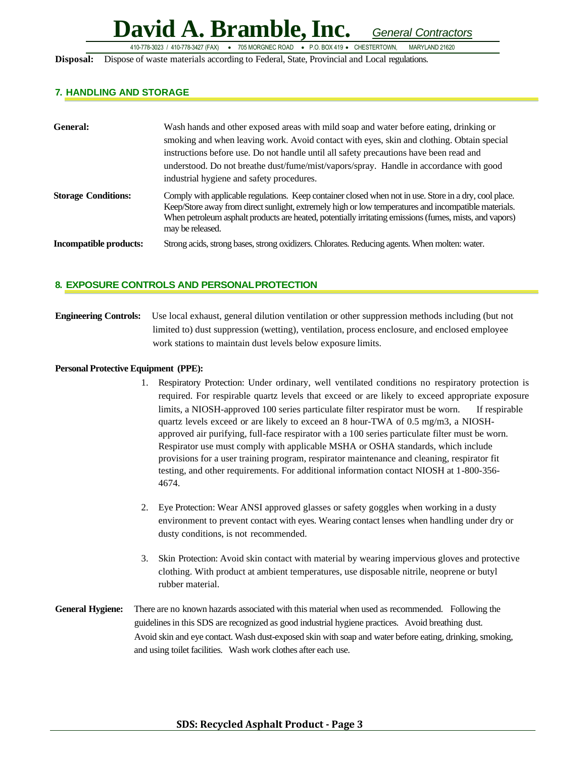**Disposal:** Dispose of waste materials according to Federal, State, Provincial and Local regulations.

## 7. HANDLING AND STORAGE

**General:** Wash hands and other exposed areas with mild soap and water before eating, drinking or smoking and when leaving work. Avoid contact with eyes, skin and clothing. Obtain special instructions before use. Do not handle until all safety precautions have been read and understood. Do not breathe dust/fume/mist/vapors/spray. Handle in accordance with good industrial hygiene and safety procedures.

**Storage Conditions:** Comply with applicable regulations. Keep container closed when not in use. Store in a dry, cool place. Keep/Store away from direct sunlight, extremely high or low temperatures and incompatible materials. When petroleum asphalt products are heated, potentially irritating emissions (fumes, mists, and vapors) may be released.

**Incompatible products:** Strong acids, strong bases, strong oxidizers. Chlorates. Reducing agents. When molten: water.

## 8. EXPOSURE CONTROLS AND PERSONAL PROTECTION

**Engineering Controls:** Use local exhaust, general dilution ventilation or other suppression methods including (but not limited to) dust suppression (wetting), ventilation, process enclosure, and enclosed employee work stations to maintain dust levels below exposure limits.

**Personal Protective Equipment (PPE):**

1. Respiratory Protection: Under ordinary, well ventilated conditions no respiratory protection is required. For respirable quartz levels that exceed or are likely to exceed appropriate exposure limits, a NIOSH-approved 100 series particulate filter respirator must be worn. If respirable quartz levels exceed or are likely to exceed an 8 hour-TWA of 0.5 mg/m3, a NIOSH-approved air purifying, full-face respirator with a 100 series particulate filter must be worn. Respirator use must comply with applicable MSHA or OSHA standards, which include provisions for a user training program, respirator maintenance and cleaning, respirator fit testing, and other requirements. For additional information contact NIOSH at 1-800-356-4674.

2. Eye Protection: Wear ANSI approved glasses or safety goggles when working in a dusty environment to prevent contact with eyes. Wearing contact lenses when handling under dry or dusty conditions, is not recommended.

3. Skin Protection: Avoid skin contact with material by wearing impervious gloves and protective clothing. With product at ambient temperatures, use disposable nitrile, neoprene or butyl rubber material.

**General Hygiene:** There are no known hazards associated with this material when used as recommended. Following the guidelines in this SDS are recognized as good industrial hygiene practices. Avoid breathing dust. Avoid skin and eye contact. Wash dust-exposed skin with soap and water before eating, drinking, smoking, and using toilet facilities. Wash work clothes after each use.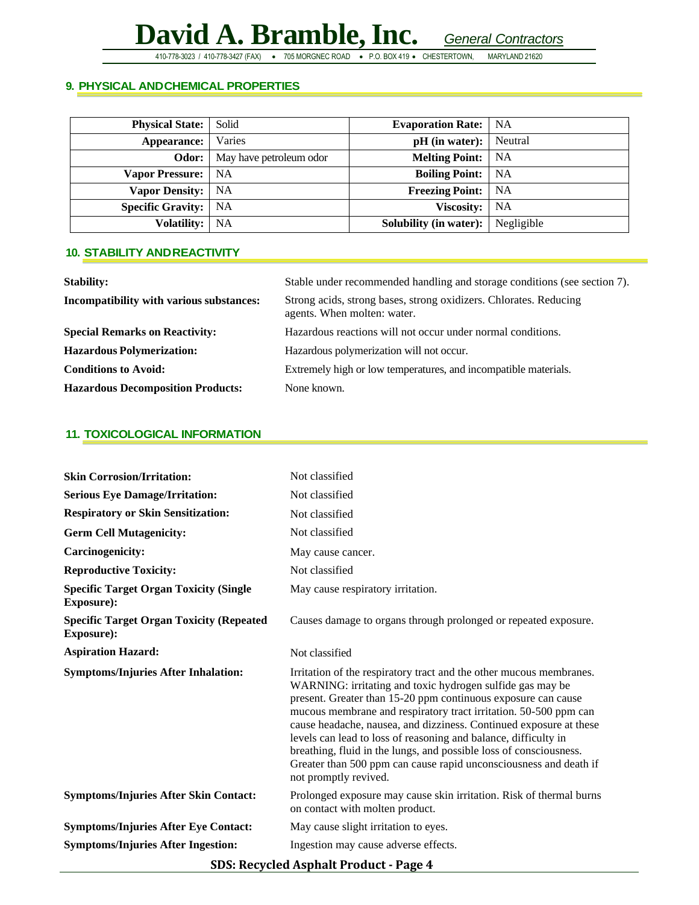## 9. PHYSICAL AND CHEMICAL PROPERTIES

| | | | |
|---|---|---|---|
| **Physical State:** | Solid | **Evaporation Rate:** | NA |
| **Appearance:** | Varies | **pH (in water):** | Neutral |
| **Odor:** | May have petroleum odor | **Melting Point:** | NA |
| **Vapor Pressure:** | NA | **Boiling Point:** | NA |
| **Vapor Density:** | NA | **Freezing Point:** | NA |
| **Specific Gravity:** | NA | **Viscosity:** | NA |
| **Volatility:** | NA | **Solubility (in water):** | Negligible |

## 10. STABILITY AND REACTIVITY

**Stability:** Stable under recommended handling and storage conditions (see section 7).

**Incompatibility with various substances:** Strong acids, strong bases, strong oxidizers. Chlorates. Reducing agents. When molten: water.

**Special Remarks on Reactivity:** Hazardous reactions will not occur under normal conditions.

**Hazardous Polymerization:** Hazardous polymerization will not occur.

**Conditions to Avoid:** Extremely high or low temperatures, and incompatible materials.

**Hazardous Decomposition Products:** None known.

## 11. TOXICOLOGICAL INFORMATION

**Skin Corrosion/Irritation:** Not classified

**Serious Eye Damage/Irritation:** Not classified

**Respiratory or Skin Sensitization:** Not classified

**Germ Cell Mutagenicity:** Not classified

**Carcinogenicity:** May cause cancer.

**Reproductive Toxicity:** Not classified

**Specific Target Organ Toxicity (Single Exposure):** May cause respiratory irritation.

**Specific Target Organ Toxicity (Repeated Exposure):** Causes damage to organs through prolonged or repeated exposure.

**Aspiration Hazard:** Not classified

**Symptoms/Injuries After Inhalation:** Irritation of the respiratory tract and the other mucous membranes. WARNING: irritating and toxic hydrogen sulfide gas may be present. Greater than 15-20 ppm continuous exposure can cause mucous membrane and respiratory tract irritation. 50-500 ppm can cause headache, nausea, and dizziness. Continued exposure at these levels can lead to loss of reasoning and balance, difficulty in breathing, fluid in the lungs, and possible loss of consciousness. Greater than 500 ppm can cause rapid unconsciousness and death if not promptly revived.

**Symptoms/Injuries After Skin Contact:** Prolonged exposure may cause skin irritation. Risk of thermal burns on contact with molten product.

**Symptoms/Injuries After Eye Contact:** May cause slight irritation to eyes.

**Symptoms/Injuries After Ingestion:** Ingestion may cause adverse effects.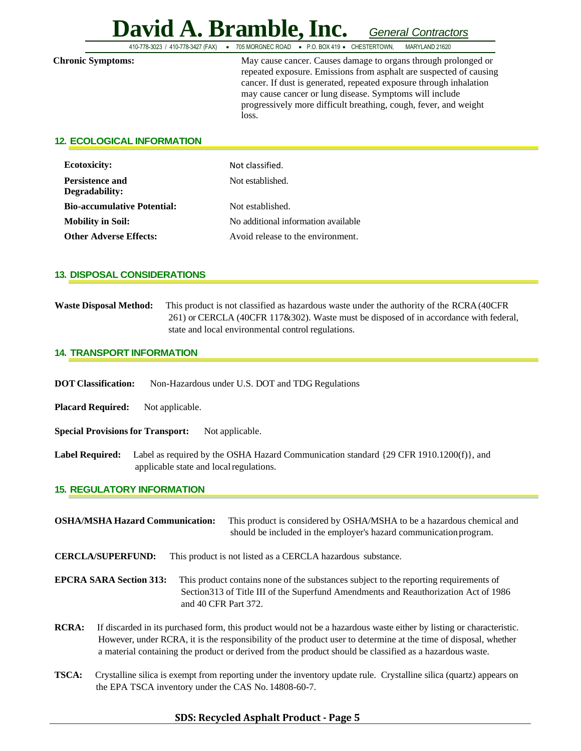**Chronic Symptoms:** May cause cancer. Causes damage to organs through prolonged or repeated exposure. Emissions from asphalt are suspected of causing cancer. If dust is generated, repeated exposure through inhalation may cause cancer or lung disease. Symptoms will include progressively more difficult breathing, cough, fever, and weight loss.

## 12. ECOLOGICAL INFORMATION

| | |
|---|---|
| **Ecotoxicity:** | Not classified. |
| **Persistence and Degradability:** | Not established. |
| **Bio-accumulative Potential:** | Not established. |
| **Mobility in Soil:** | No additional information available |
| **Other Adverse Effects:** | Avoid release to the environment. |

## 13. DISPOSAL CONSIDERATIONS

**Waste Disposal Method:** This product is not classified as hazardous waste under the authority of the RCRA (40CFR 261) or CERCLA (40CFR 117&302). Waste must be disposed of in accordance with federal, state and local environmental control regulations.

## 14. TRANSPORT INFORMATION

**DOT Classification:** Non-Hazardous under U.S. DOT and TDG Regulations

**Placard Required:** Not applicable.

**Special Provisions for Transport:** Not applicable.

**Label Required:** Label as required by the OSHA Hazard Communication standard {29 CFR 1910.1200(f)}, and applicable state and local regulations.

## 15. REGULATORY INFORMATION

**OSHA/MSHA Hazard Communication:** This product is considered by OSHA/MSHA to be a hazardous chemical and should be included in the employer's hazard communication program.

**CERCLA/SUPERFUND:** This product is not listed as a CERCLA hazardous substance.

**EPCRA SARA Section 313:** This product contains none of the substances subject to the reporting requirements of Section313 of Title III of the Superfund Amendments and Reauthorization Act of 1986 and 40 CFR Part 372.

**RCRA:** If discarded in its purchased form, this product would not be a hazardous waste either by listing or characteristic. However, under RCRA, it is the responsibility of the product user to determine at the time of disposal, whether a material containing the product or derived from the product should be classified as a hazardous waste.

**TSCA:** Crystalline silica is exempt from reporting under the inventory update rule. Crystalline silica (quartz) appears on the EPA TSCA inventory under the CAS No. 14808-60-7.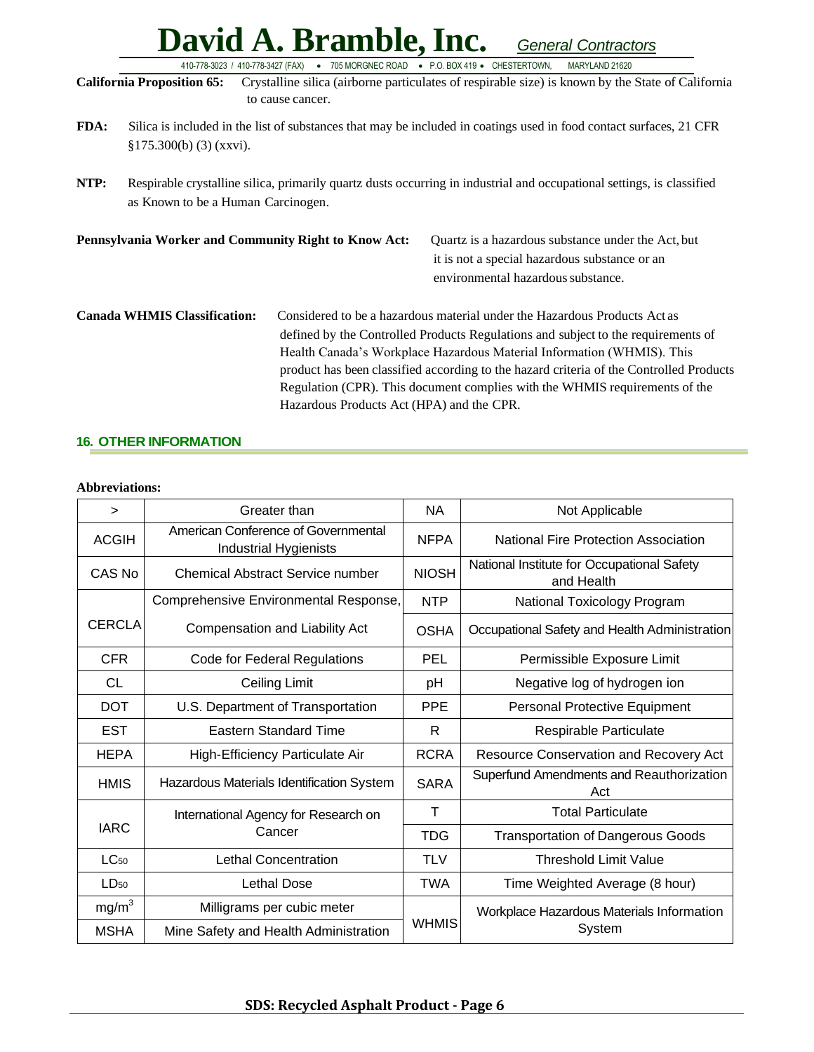**California Proposition 65:** Crystalline silica (airborne particulates of respirable size) is known by the State of California to cause cancer.

**FDA:** Silica is included in the list of substances that may be included in coatings used in food contact surfaces, 21 CFR §175.300(b) (3) (xxvi).

**NTP:** Respirable crystalline silica, primarily quartz dusts occurring in industrial and occupational settings, is classified as Known to be a Human Carcinogen.

**Pennsylvania Worker and Community Right to Know Act:** Quartz is a hazardous substance under the Act, but it is not a special hazardous substance or an environmental hazardous substance.

**Canada WHMIS Classification:** Considered to be a hazardous material under the Hazardous Products Act as defined by the Controlled Products Regulations and subject to the requirements of Health Canada's Workplace Hazardous Material Information (WHMIS). This product has been classified according to the hazard criteria of the Controlled Products Regulation (CPR). This document complies with the WHMIS requirements of the Hazardous Products Act (HPA) and the CPR.

## 16. OTHER INFORMATION

**Abbreviations:**

| | | | |
|---|---|---|---|
| > | Greater than | NA | Not Applicable |
| ACGIH | American Conference of Governmental Industrial Hygienists | NFPA | National Fire Protection Association |
| CAS No | Chemical Abstract Service number | NIOSH | National Institute for Occupational Safety and Health |
| CERCLA | Comprehensive Environmental Response, | NTP | National Toxicology Program |
| | Compensation and Liability Act | OSHA | Occupational Safety and Health Administration |
| CFR | Code for Federal Regulations | PEL | Permissible Exposure Limit |
| CL | Ceiling Limit | pH | Negative log of hydrogen ion |
| DOT | U.S. Department of Transportation | PPE | Personal Protective Equipment |
| EST | Eastern Standard Time | R | Respirable Particulate |
| HEPA | High-Efficiency Particulate Air | RCRA | Resource Conservation and Recovery Act |
| HMIS | Hazardous Materials Identification System | SARA | Superfund Amendments and Reauthorization Act |
| IARC | International Agency for Research on Cancer | T | Total Particulate |
| | | TDG | Transportation of Dangerous Goods |
| $LC_{50}$ | Lethal Concentration | TLV | Threshold Limit Value |
| $LD_{50}$ | Lethal Dose | TWA | Time Weighted Average (8 hour) |
| $mg/m^3$ | Milligrams per cubic meter | WHMIS | Workplace Hazardous Materials Information System |
| MSHA | Mine Safety and Health Administration | | |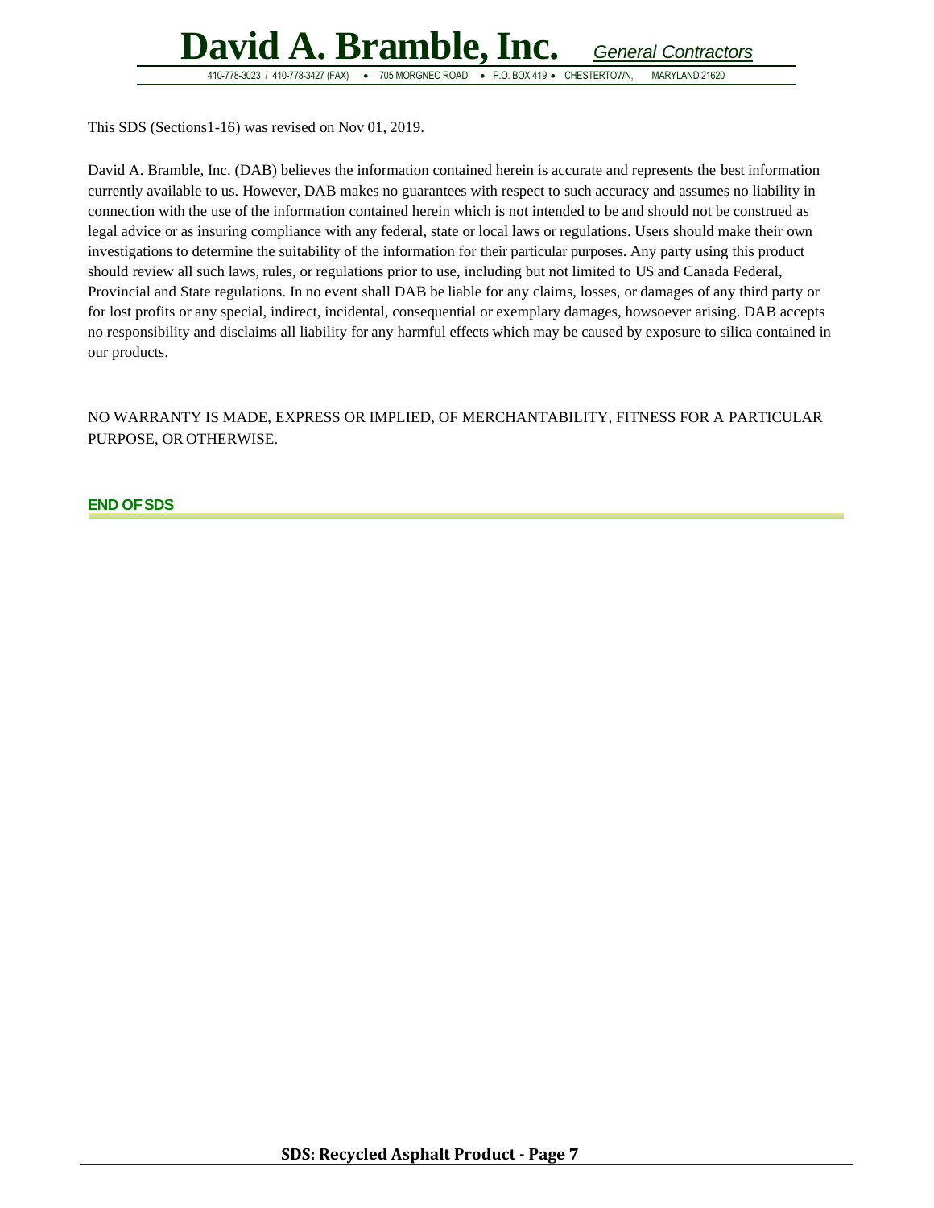This SDS (Sections1-16) was revised on Nov 01, 2019.

David A. Bramble, Inc. (DAB) believes the information contained herein is accurate and represents the best information currently available to us. However, DAB makes no guarantees with respect to such accuracy and assumes no liability in connection with the use of the information contained herein which is not intended to be and should not be construed as legal advice or as insuring compliance with any federal, state or local laws or regulations. Users should make their own investigations to determine the suitability of the information for their particular purposes. Any party using this product should review all such laws, rules, or regulations prior to use, including but not limited to US and Canada Federal, Provincial and State regulations. In no event shall DAB be liable for any claims, losses, or damages of any third party or for lost profits or any special, indirect, incidental, consequential or exemplary damages, howsoever arising. DAB accepts no responsibility and disclaims all liability for any harmful effects which may be caused by exposure to silica contained in our products.

NO WARRANTY IS MADE, EXPRESS OR IMPLIED, OF MERCHANTABILITY, FITNESS FOR A PARTICULAR PURPOSE, OR OTHERWISE.

**END OF SDS**